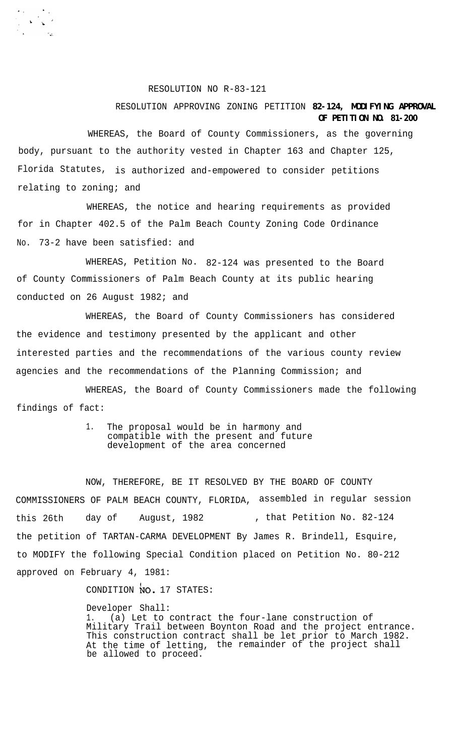RESOLUTION NO R-83-121

RESOLUTION APPROVING ZONING PETITION **82-124, MODIFYING APPROVAL OF PETITION NO. 81-200**

WHEREAS, the Board of County Commissioners, as the governing body, pursuant to the authority vested in Chapter 163 and Chapter 125, Florida Statutes, is authorized and-empowered to consider petitions relating to zoning; and

WHEREAS, the notice and hearing requirements as provided for in Chapter 402.5 of the Palm Beach County Zoning Code Ordinance No. 73-2 have been satisfied: and

WHEREAS, Petition No. 82-124 was presented to the Board of County Commissioners of Palm Beach County at its public hearing conducted on 26 August 1982; and

WHEREAS, the Board of County Commissioners has considered the evidence and testimony presented by the applicant and other interested parties and the recommendations of the various county review agencies and the recommendations of the Planning Commission; and

WHEREAS, the Board of County Commissioners made the following findings of fact:

1. The proposal would be in harmony and compatible with the present and future development of the area concerned

NOW, THEREFORE, BE IT RESOLVED BY THE BOARD OF COUNTY COMMISSIONERS OF PALM BEACH COUNTY, FLORIDA, assembled in regular session this 26th day of August, 1982, that Petition No. 82-124 the petition of TARTAN-CARMA DEVELOPMENT By James R. Brindell, Esquire, to MODIFY the following Special Condition placed on Petition No. 80-212 approved on February 4, 1981:

CONDITION NO. 17 STATES:

Developer Shall:
1. (a) Let to contract the four-lane construction of Military Trail between Boynton Road and the project entrance. This construction contract shall be let prior to March 1982. At the time of letting, the remainder of the project shall be allowed to proceed.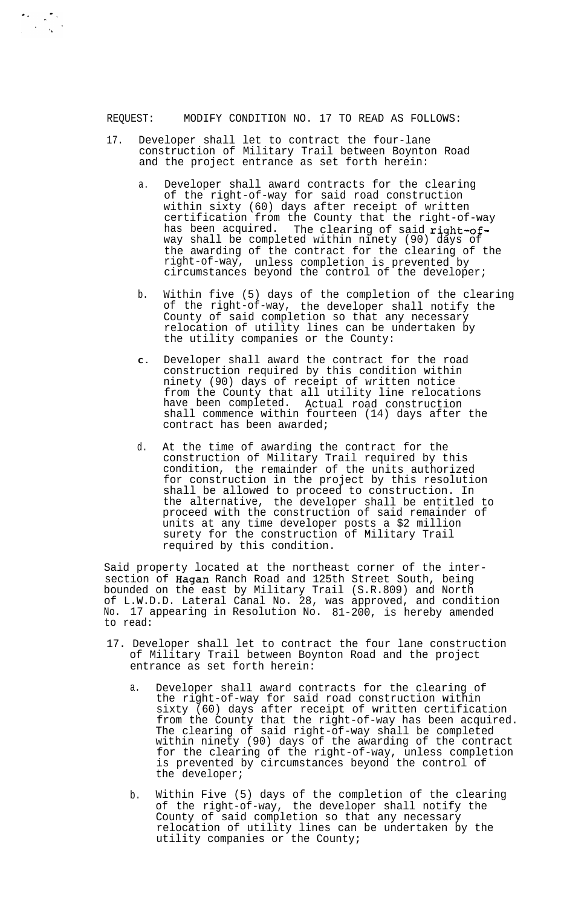REQUEST: MODIFY CONDITION NO. 17 TO READ AS FOLLOWS:

17. Developer shall let to contract the four-lane construction of Military Trail between Boynton Road and the project entrance as set forth herein:

   a. Developer shall award contracts for the clearing of the right-of-way for said road construction within sixty (60) days after receipt of written certification from the County that the right-of-way has been acquired. The clearing of said right-of-way shall be completed within ninety (90) days of the awarding of the contract for the clearing of the right-of-way, unless completion is prevented by circumstances beyond the control of the developer;

   b. Within five (5) days of the completion of the clearing of the right-of-way, the developer shall notify the County of said completion so that any necessary relocation of utility lines can be undertaken by the utility companies or the County:

   c. Developer shall award the contract for the road construction required by this condition within ninety (90) days of receipt of written notice from the County that all utility line relocations have been completed. Actual road construction shall commence within fourteen (14) days after the contract has been awarded;

   d. At the time of awarding the contract for the construction of Military Trail required by this condition, the remainder of the units authorized for construction in the project by this resolution shall be allowed to proceed to construction. In the alternative, the developer shall be entitled to proceed with the construction of said remainder of units at any time developer posts a $2 million surety for the construction of Military Trail required by this condition.

Said property located at the northeast corner of the intersection of Hagan Ranch Road and 125th Street South, being bounded on the east by Military Trail (S.R.809) and North of L.W.D.D. Lateral Canal No. 28, was approved, and condition No. 17 appearing in Resolution No. 81-200, is hereby amended to read:

17. Developer shall let to contract the four lane construction of Military Trail between Boynton Road and the project entrance as set forth herein:

   a. Developer shall award contracts for the clearing of the right-of-way for said road construction within sixty (60) days after receipt of written certification from the County that the right-of-way has been acquired. The clearing of said right-of-way shall be completed within ninety (90) days of the awarding of the contract for the clearing of the right-of-way, unless completion is prevented by circumstances beyond the control of the developer;

   b. Within Five (5) days of the completion of the clearing of the right-of-way, the developer shall notify the County of said completion so that any necessary relocation of utility lines can be undertaken by the utility companies or the County;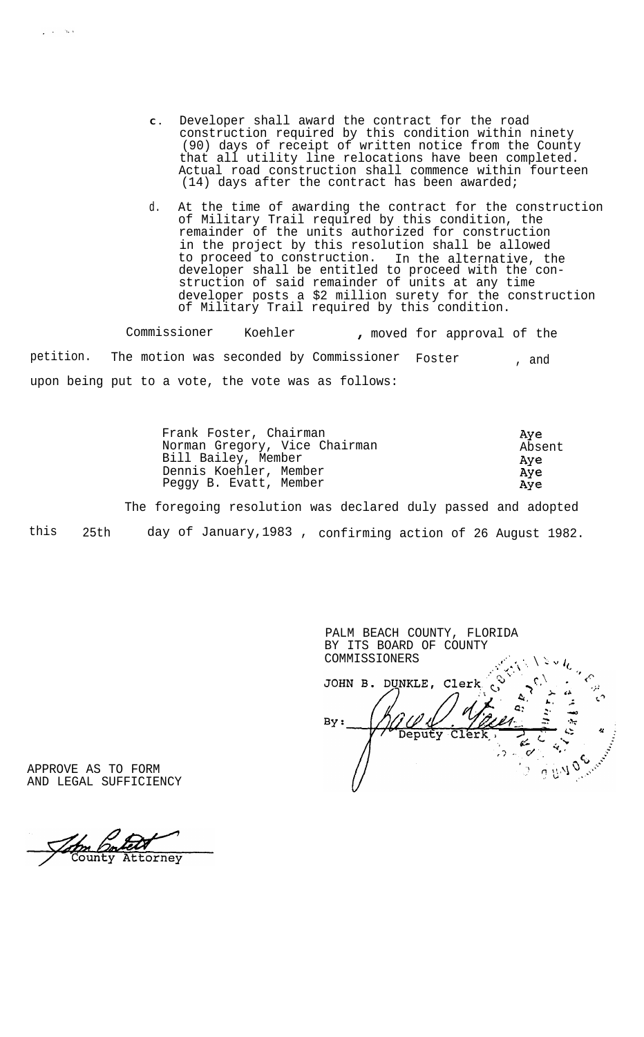c. Developer shall award the contract for the road construction required by this condition within ninety (90) days of receipt of written notice from the County that all utility line relocations have been completed. Actual road construction shall commence within fourteen (14) days after the contract has been awarded;

d. At the time of awarding the contract for the construction of Military Trail required by this condition, the remainder of the units authorized for construction in the project by this resolution shall be allowed to proceed to construction. In the alternative, the developer shall be entitled to proceed with the construction of said remainder of units at any time developer posts a $2 million surety for the construction of Military Trail required by this condition.

Commissioner Koehler, moved for approval of the petition. The motion was seconded by Commissioner Foster, and upon being put to a vote, the vote was as follows:

| | |
|---|---|
| Frank Foster, Chairman | Aye |
| Norman Gregory, Vice Chairman | Absent |
| Bill Bailey, Member | Aye |
| Dennis Koehler, Member | Aye |
| Peggy B. Evatt, Member | Aye |

The foregoing resolution was declared duly passed and adopted this 25th day of January, 1983, confirming action of 26 August 1982.

PALM BEACH COUNTY, FLORIDA
BY ITS BOARD OF COUNTY COMMISSIONERS

JOHN B. DUNKLE, Clerk

By: ________________
Deputy Clerk

APPROVE AS TO FORM
AND LEGAL SUFFICIENCY

________________
County Attorney